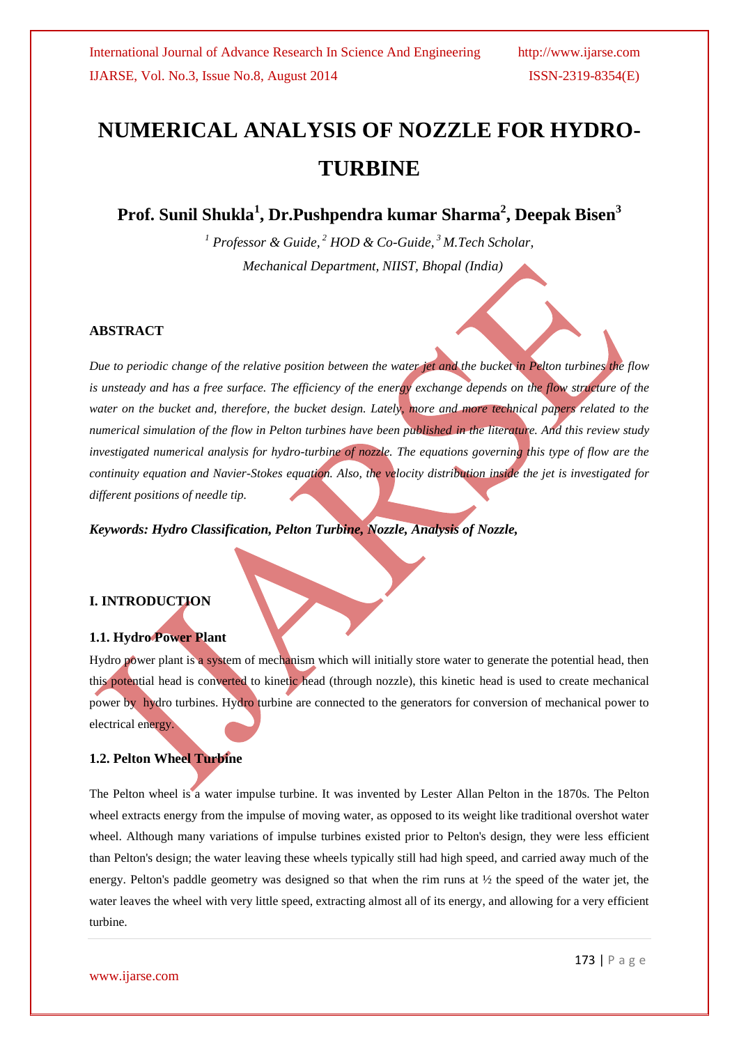# NUMERICAL ANALYSIS OF NOZZLE FOR HYDRO-TURBINE

**Prof. Sunil Shukla[1], Dr.Pushpendra kumar Sharma[2], Deepak Bisen[3]**

*[1] Professor & Guide, [2] HOD & Co-Guide, [3] M.Tech Scholar,*
*Mechanical Department, NIIST, Bhopal (India)*

## ABSTRACT

*Due to periodic change of the relative position between the water jet and the bucket in Pelton turbines the flow is unsteady and has a free surface. The efficiency of the energy exchange depends on the flow structure of the water on the bucket and, therefore, the bucket design. Lately, more and more technical papers related to the numerical simulation of the flow in Pelton turbines have been published in the literature. And this review study investigated numerical analysis for hydro-turbine of nozzle. The equations governing this type of flow are the continuity equation and Navier-Stokes equation. Also, the velocity distribution inside the jet is investigated for different positions of needle tip.*

***Keywords: Hydro Classification, Pelton Turbine, Nozzle, Analysis of Nozzle,***

## I. INTRODUCTION

### 1.1. Hydro Power Plant

Hydro power plant is a system of mechanism which will initially store water to generate the potential head, then this potential head is converted to kinetic head (through nozzle), this kinetic head is used to create mechanical power by hydro turbines. Hydro turbine are connected to the generators for conversion of mechanical power to electrical energy.

### 1.2. Pelton Wheel Turbine

The Pelton wheel is a water impulse turbine. It was invented by Lester Allan Pelton in the 1870s. The Pelton wheel extracts energy from the impulse of moving water, as opposed to its weight like traditional overshot water wheel. Although many variations of impulse turbines existed prior to Pelton's design, they were less efficient than Pelton's design; the water leaving these wheels typically still had high speed, and carried away much of the energy. Pelton's paddle geometry was designed so that when the rim runs at ½ the speed of the water jet, the water leaves the wheel with very little speed, extracting almost all of its energy, and allowing for a very efficient turbine.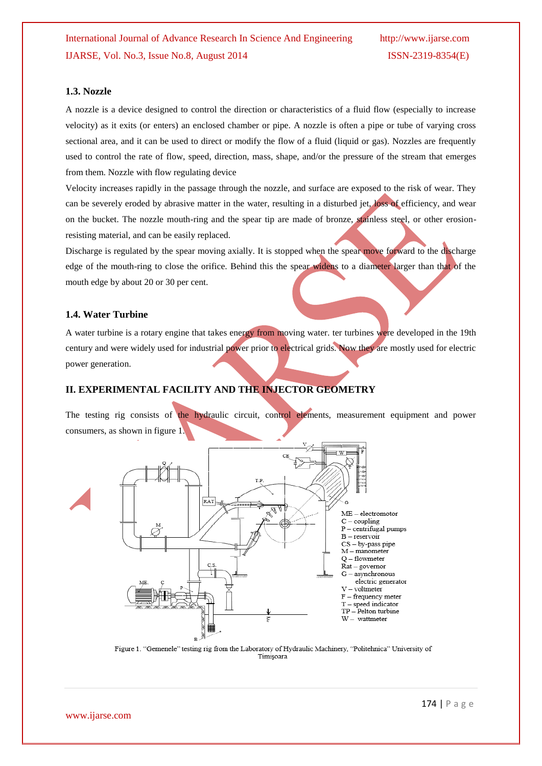### 1.3. Nozzle

A nozzle is a device designed to control the direction or characteristics of a fluid flow (especially to increase velocity) as it exits (or enters) an enclosed chamber or pipe. A nozzle is often a pipe or tube of varying cross sectional area, and it can be used to direct or modify the flow of a fluid (liquid or gas). Nozzles are frequently used to control the rate of flow, speed, direction, mass, shape, and/or the pressure of the stream that emerges from them. Nozzle with flow regulating device

Velocity increases rapidly in the passage through the nozzle, and surface are exposed to the risk of wear. They can be severely eroded by abrasive matter in the water, resulting in a disturbed jet, loss of efficiency, and wear on the bucket. The nozzle mouth-ring and the spear tip are made of bronze, stainless steel, or other erosion-resisting material, and can be easily replaced.

Discharge is regulated by the spear moving axially. It is stopped when the spear move forward to the discharge edge of the mouth-ring to close the orifice. Behind this the spear widens to a diameter larger than that of the mouth edge by about 20 or 30 per cent.

### 1.4. Water Turbine

A water turbine is a rotary engine that takes energy from moving water. ter turbines were developed in the 19th century and were widely used for industrial power prior to electrical grids. Now they are mostly used for electric power generation.

## II. EXPERIMENTAL FACILITY AND THE INJECTOR GEOMETRY

The testing rig consists of the hydraulic circuit, control elements, measurement equipment and power consumers, as shown in figure 1.

ME – electromotor
C – coupling
P – centrifugal pumps
B – reservoir
CS – by-pass pipe
M – manometer
Q – flowmeter
Rat – governor
G – asynchronous electric generator
V – voltmeter
F – frequency meter
T – speed indicator
TP – Pelton turbine
W – wattmeter

Figure 1. "Gemenele" testing rig from the Laboratory of Hydraulic Machinery, "Politehnica" University of Timişoara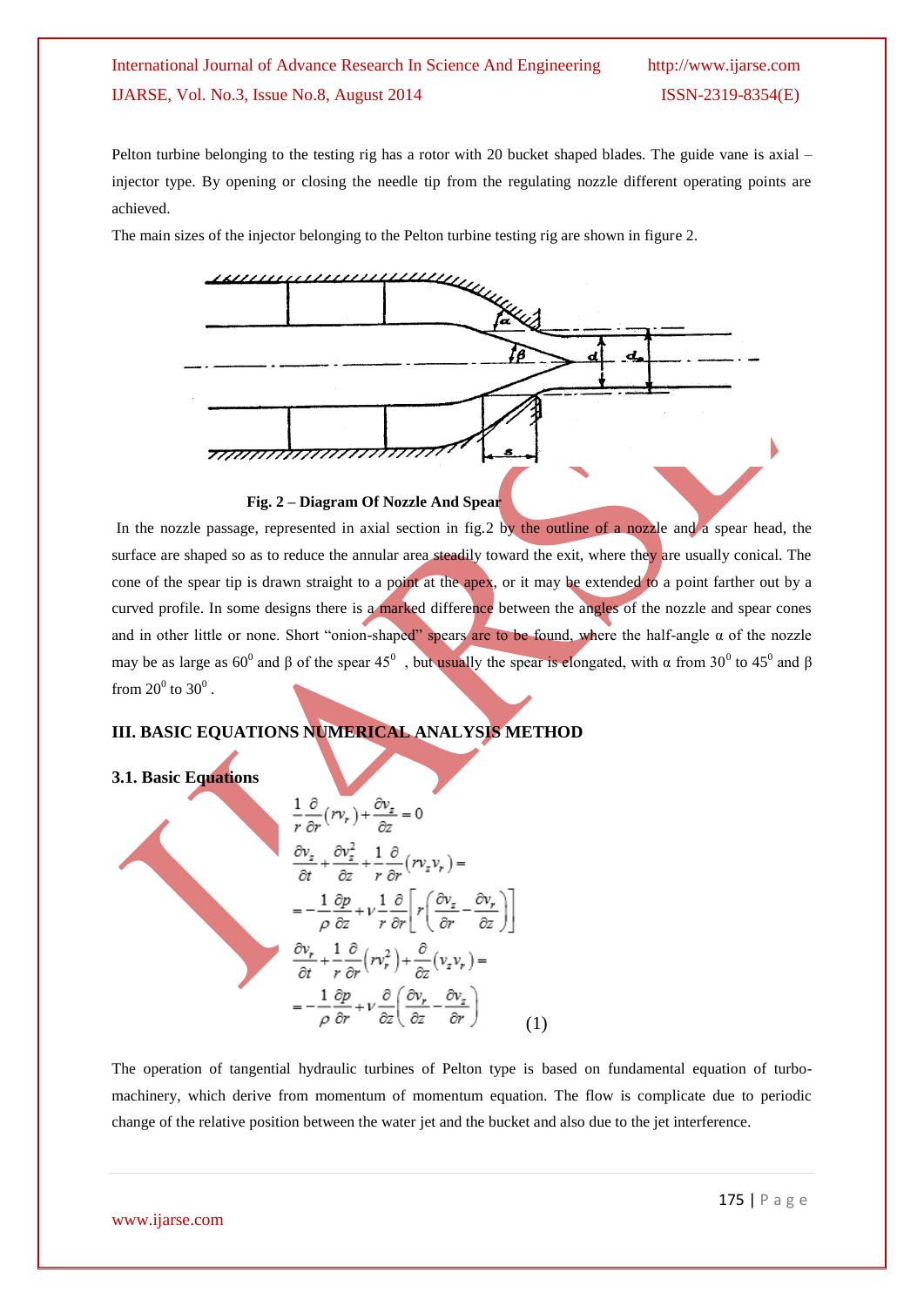Pelton turbine belonging to the testing rig has a rotor with 20 bucket shaped blades. The guide vane is axial – injector type. By opening or closing the needle tip from the regulating nozzle different operating points are achieved.

The main sizes of the injector belonging to the Pelton turbine testing rig are shown in figure 2.

**Fig. 2 – Diagram Of Nozzle And Spear**

In the nozzle passage, represented in axial section in fig.2 by the outline of a nozzle and a spear head, the surface are shaped so as to reduce the annular area steadily toward the exit, where they are usually conical. The cone of the spear tip is drawn straight to a point at the apex, or it may be extended to a point farther out by a curved profile. In some designs there is a marked difference between the angles of the nozzle and spear cones and in other little or none. Short "onion-shaped" spears are to be found, where the half-angle α of the nozzle may be as large as $60^0$ and β of the spear $45^0$ , but usually the spear is elongated, with α from $30^0$ to $45^0$ and β from $20^0$ to $30^0$ .

## III. BASIC EQUATIONS NUMERICAL ANALYSIS METHOD

### 3.1. Basic Equations

$$
\begin{aligned}
&\frac{1}{r}\frac{\partial}{\partial r}(rv_r)+\frac{\partial v_z}{\partial z}=0\\
&\frac{\partial v_z}{\partial t}+\frac{\partial v_z^2}{\partial z}+\frac{1}{r}\frac{\partial}{\partial r}(rv_z v_r)=\\
&=-\frac{1}{\rho}\frac{\partial p}{\partial z}+\nu\frac{1}{r}\frac{\partial}{\partial r}\left[r\left(\frac{\partial v_z}{\partial r}-\frac{\partial v_r}{\partial z}\right)\right]\\
&\frac{\partial v_r}{\partial t}+\frac{1}{r}\frac{\partial}{\partial r}(rv_r^2)+\frac{\partial}{\partial z}(v_z v_r)=\\
&=-\frac{1}{\rho}\frac{\partial p}{\partial r}+\nu\frac{\partial}{\partial z}\left(\frac{\partial v_r}{\partial z}-\frac{\partial v_z}{\partial r}\right)
\end{aligned}
\qquad (1)
$$

The operation of tangential hydraulic turbines of Pelton type is based on fundamental equation of turbo-machinery, which derive from momentum of momentum equation. The flow is complicate due to periodic change of the relative position between the water jet and the bucket and also due to the jet interference.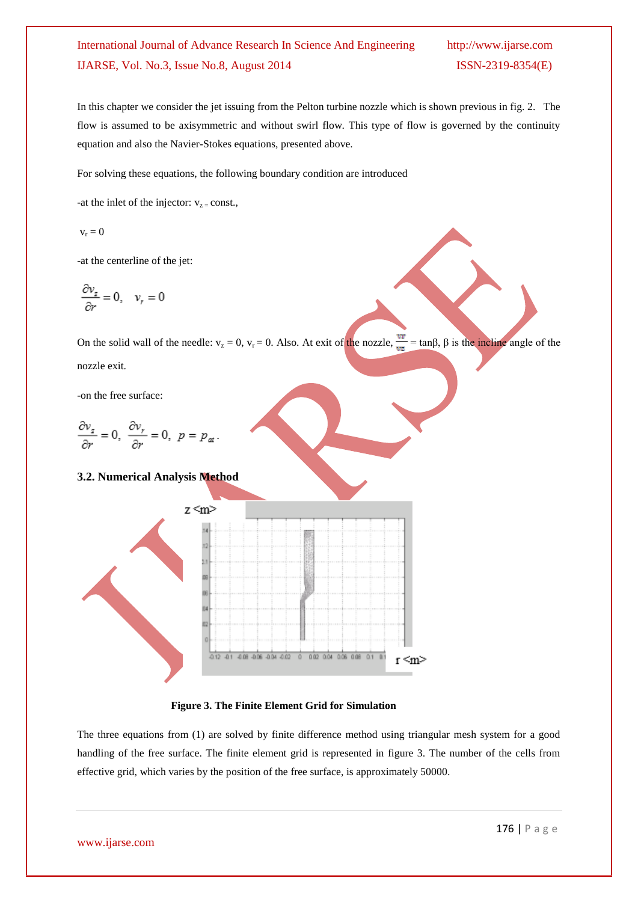In this chapter we consider the jet issuing from the Pelton turbine nozzle which is shown previous in fig. 2. The flow is assumed to be axisymmetric and without swirl flow. This type of flow is governed by the continuity equation and also the Navier-Stokes equations, presented above.

For solving these equations, the following boundary condition are introduced

-at the inlet of the injector: $v_z$ = const.,

$v_r = 0$

-at the centerline of the jet:

$$\frac{\partial v_z}{\partial r} = 0, \quad v_r = 0$$

On the solid wall of the needle: $v_z = 0$, $v_r = 0$. Also. At exit of the nozzle, $\frac{v_r}{v_z} = \tan\beta$, $\beta$ is the incline angle of the nozzle exit.

-on the free surface:

$$\frac{\partial v_z}{\partial r} = 0, \ \frac{\partial v_r}{\partial r} = 0, \ p = p_{at}.$$

### 3.2. Numerical Analysis Method

**Figure 3. The Finite Element Grid for Simulation**

The three equations from (1) are solved by finite difference method using triangular mesh system for a good handling of the free surface. The finite element grid is represented in figure 3. The number of the cells from effective grid, which varies by the position of the free surface, is approximately 50000.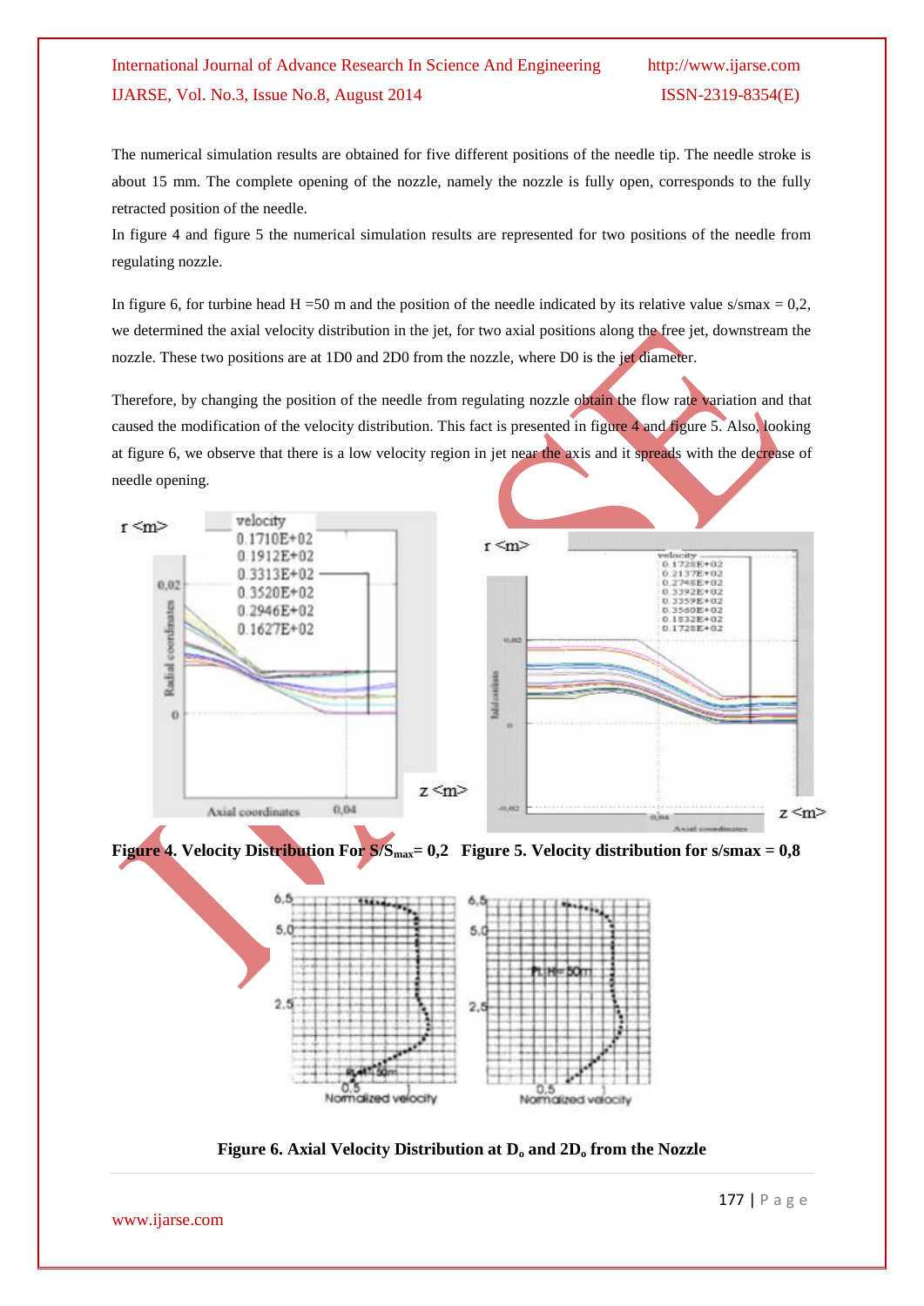The numerical simulation results are obtained for five different positions of the needle tip. The needle stroke is about 15 mm. The complete opening of the nozzle, namely the nozzle is fully open, corresponds to the fully retracted position of the needle.

In figure 4 and figure 5 the numerical simulation results are represented for two positions of the needle from regulating nozzle.

In figure 6, for turbine head H =50 m and the position of the needle indicated by its relative value s/smax = 0,2, we determined the axial velocity distribution in the jet, for two axial positions along the free jet, downstream the nozzle. These two positions are at 1D0 and 2D0 from the nozzle, where D0 is the jet diameter.

Therefore, by changing the position of the needle from regulating nozzle obtain the flow rate variation and that caused the modification of the velocity distribution. This fact is presented in figure 4 and figure 5. Also, looking at figure 6, we observe that there is a low velocity region in jet near the axis and it spreads with the decrease of needle opening.

**Figure 4. Velocity Distribution For $S/S_{max}$= 0,2**

**Figure 5. Velocity distribution for s/smax = 0,8**

**Figure 6. Axial Velocity Distribution at $D_o$ and $2D_o$ from the Nozzle**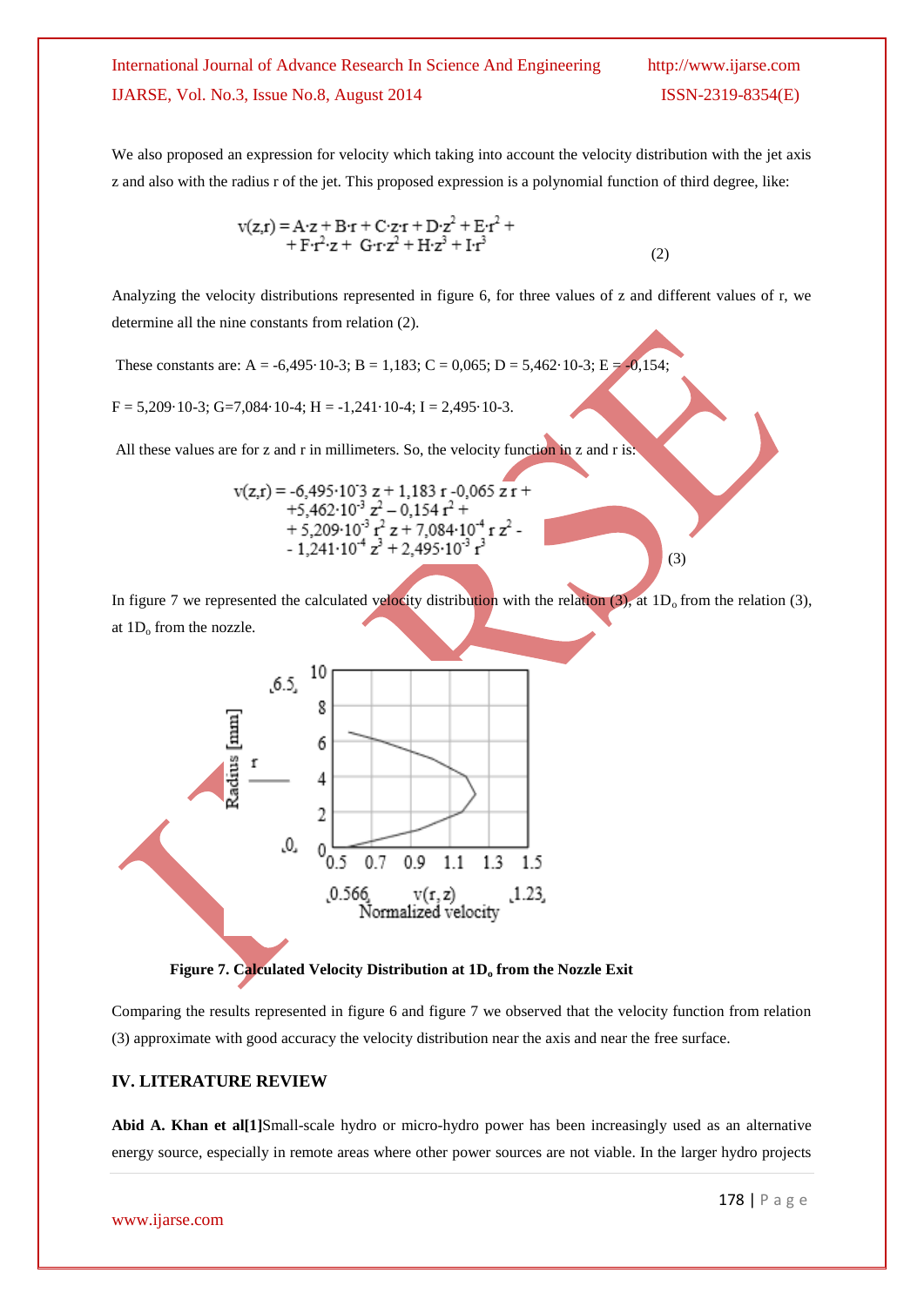We also proposed an expression for velocity which taking into account the velocity distribution with the jet axis z and also with the radius r of the jet. This proposed expression is a polynomial function of third degree, like:

$$v(z,r) = A\cdot z + B\cdot r + C\cdot z\cdot r + D\cdot z^2 + E\cdot r^2 + F\cdot r^2\cdot z + G\cdot r\cdot z^2 + H\cdot z^3 + I\cdot r^3 \quad (2)$$

Analyzing the velocity distributions represented in figure 6, for three values of z and different values of r, we determine all the nine constants from relation (2).

These constants are: A = -6,495·10-3; B = 1,183; C = 0,065; D = 5,462·10-3; E = -0,154;

F = 5,209·10-3; G=7,084·10-4; H = -1,241·10-4; I = 2,495·10-3.

All these values are for z and r in millimeters. So, the velocity function in z and r is:

$$v(z,r) = -6{,}495\cdot 10^{-3}\, z + 1{,}183\, r - 0{,}065\, z\, r + 5{,}462\cdot 10^{-3}\, z^2 - 0{,}154\, r^2 + 5{,}209\cdot 10^{-3}\, r^2\, z + 7{,}084\cdot 10^{-4}\, r\, z^2 - 1{,}241\cdot 10^{-4}\, z^3 + 2{,}495\cdot 10^{-3}\, r^3 \quad (3)$$

In figure 7 we represented the calculated velocity distribution with the relation (3), at $1D_o$ from the relation (3), at $1D_o$ from the nozzle.

**Figure 7. Calculated Velocity Distribution at $1D_o$ from the Nozzle Exit**

Comparing the results represented in figure 6 and figure 7 we observed that the velocity function from relation (3) approximate with good accuracy the velocity distribution near the axis and near the free surface.

## IV. LITERATURE REVIEW

**Abid A. Khan et al[1]**Small-scale hydro or micro-hydro power has been increasingly used as an alternative energy source, especially in remote areas where other power sources are not viable. In the larger hydro projects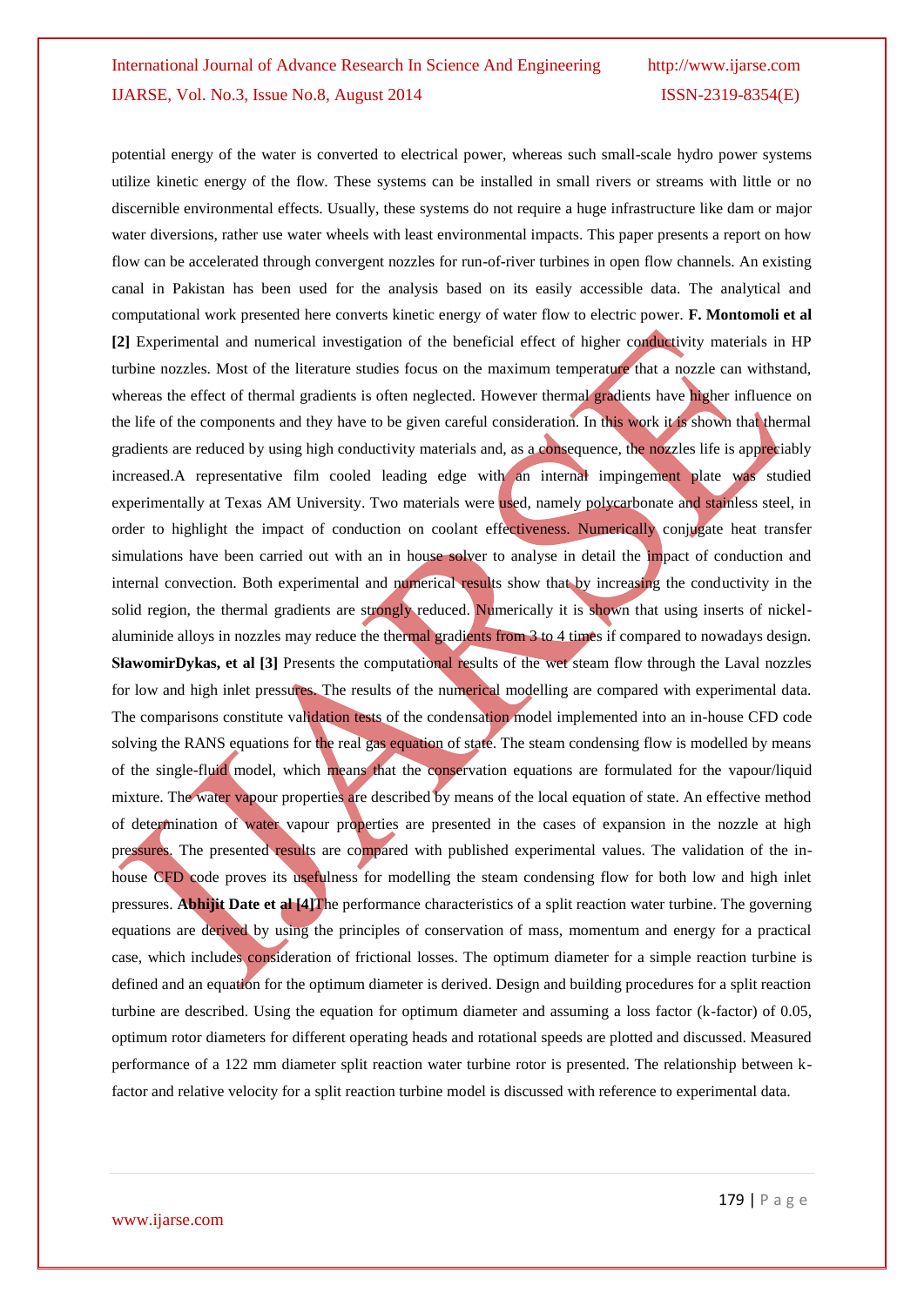potential energy of the water is converted to electrical power, whereas such small-scale hydro power systems utilize kinetic energy of the flow. These systems can be installed in small rivers or streams with little or no discernible environmental effects. Usually, these systems do not require a huge infrastructure like dam or major water diversions, rather use water wheels with least environmental impacts. This paper presents a report on how flow can be accelerated through convergent nozzles for run-of-river turbines in open flow channels. An existing canal in Pakistan has been used for the analysis based on its easily accessible data. The analytical and computational work presented here converts kinetic energy of water flow to electric power. **F. Montomoli et al [2]** Experimental and numerical investigation of the beneficial effect of higher conductivity materials in HP turbine nozzles. Most of the literature studies focus on the maximum temperature that a nozzle can withstand, whereas the effect of thermal gradients is often neglected. However thermal gradients have higher influence on the life of the components and they have to be given careful consideration. In this work it is shown that thermal gradients are reduced by using high conductivity materials and, as a consequence, the nozzles life is appreciably increased.A representative film cooled leading edge with an internal impingement plate was studied experimentally at Texas AM University. Two materials were used, namely polycarbonate and stainless steel, in order to highlight the impact of conduction on coolant effectiveness. Numerically conjugate heat transfer simulations have been carried out with an in house solver to analyse in detail the impact of conduction and internal convection. Both experimental and numerical results show that by increasing the conductivity in the solid region, the thermal gradients are strongly reduced. Numerically it is shown that using inserts of nickel-aluminide alloys in nozzles may reduce the thermal gradients from 3 to 4 times if compared to nowadays design. **SławomirDykas, et al [3]** Presents the computational results of the wet steam flow through the Laval nozzles for low and high inlet pressures. The results of the numerical modelling are compared with experimental data. The comparisons constitute validation tests of the condensation model implemented into an in-house CFD code solving the RANS equations for the real gas equation of state. The steam condensing flow is modelled by means of the single-fluid model, which means that the conservation equations are formulated for the vapour/liquid mixture. The water vapour properties are described by means of the local equation of state. An effective method of determination of water vapour properties are presented in the cases of expansion in the nozzle at high pressures. The presented results are compared with published experimental values. The validation of the in-house CFD code proves its usefulness for modelling the steam condensing flow for both low and high inlet pressures. **Abhijit Date et al [4]**The performance characteristics of a split reaction water turbine. The governing equations are derived by using the principles of conservation of mass, momentum and energy for a practical case, which includes consideration of frictional losses. The optimum diameter for a simple reaction turbine is defined and an equation for the optimum diameter is derived. Design and building procedures for a split reaction turbine are described. Using the equation for optimum diameter and assuming a loss factor (k-factor) of 0.05, optimum rotor diameters for different operating heads and rotational speeds are plotted and discussed. Measured performance of a 122 mm diameter split reaction water turbine rotor is presented. The relationship between k-factor and relative velocity for a split reaction turbine model is discussed with reference to experimental data.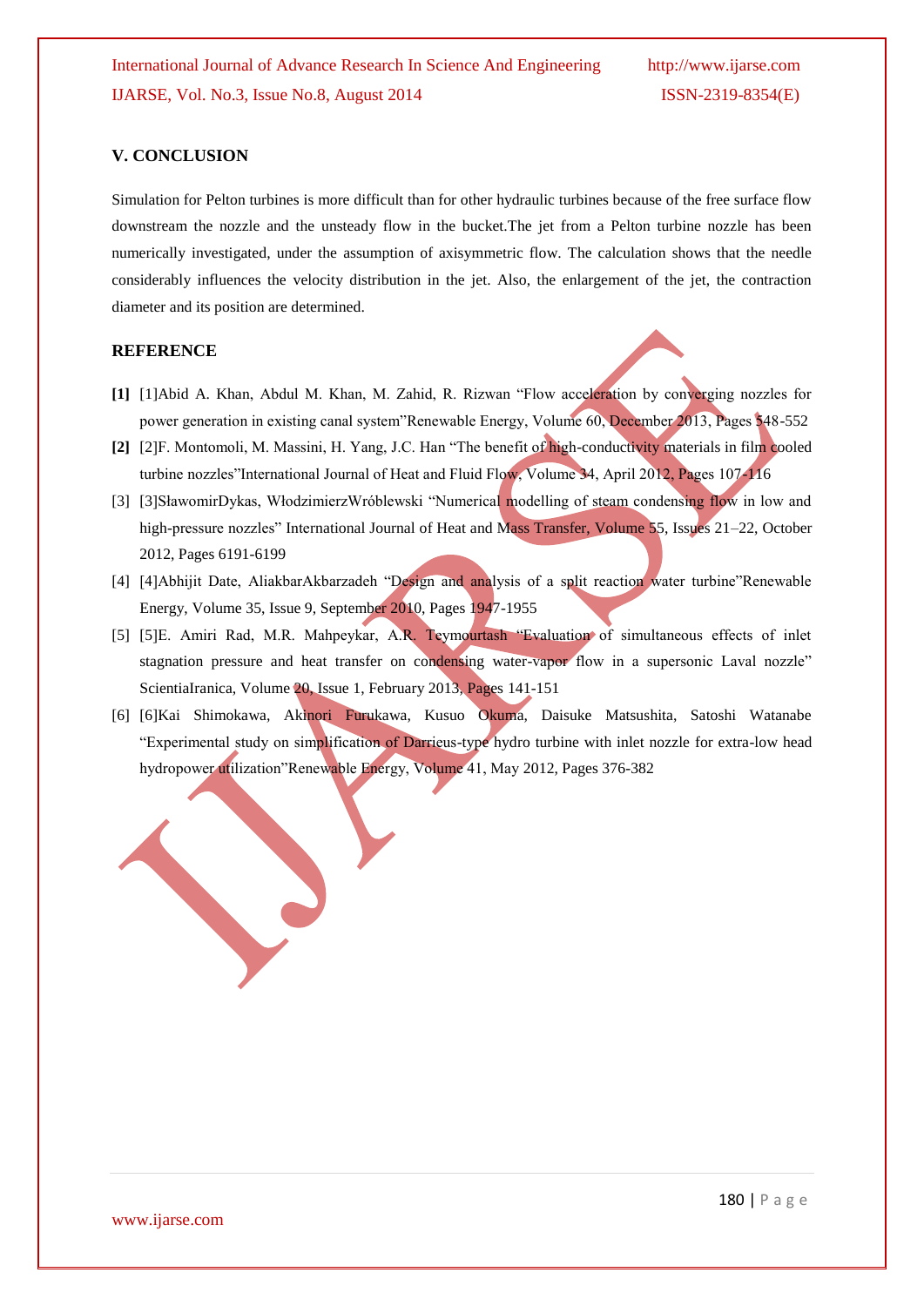## V. CONCLUSION

Simulation for Pelton turbines is more difficult than for other hydraulic turbines because of the free surface flow downstream the nozzle and the unsteady flow in the bucket.The jet from a Pelton turbine nozzle has been numerically investigated, under the assumption of axisymmetric flow. The calculation shows that the needle considerably influences the velocity distribution in the jet. Also, the enlargement of the jet, the contraction diameter and its position are determined.

## REFERENCE

**[1]** [1]Abid A. Khan, Abdul M. Khan, M. Zahid, R. Rizwan "Flow acceleration by converging nozzles for power generation in existing canal system"Renewable Energy, Volume 60, December 2013, Pages 548-552

**[2]** [2]F. Montomoli, M. Massini, H. Yang, J.C. Han "The benefit of high-conductivity materials in film cooled turbine nozzles"International Journal of Heat and Fluid Flow, Volume 34, April 2012, Pages 107-116

[3] [3]SławomirDykas, WłodzimierzWróblewski "Numerical modelling of steam condensing flow in low and high-pressure nozzles" International Journal of Heat and Mass Transfer, Volume 55, Issues 21–22, October 2012, Pages 6191-6199

[4] [4]Abhijit Date, AliakbarAkbarzadeh "Design and analysis of a split reaction water turbine"Renewable Energy, Volume 35, Issue 9, September 2010, Pages 1947-1955

[5] [5]E. Amiri Rad, M.R. Mahpeykar, A.R. Teymourtash "Evaluation of simultaneous effects of inlet stagnation pressure and heat transfer on condensing water-vapor flow in a supersonic Laval nozzle" ScientiaIranica, Volume 20, Issue 1, February 2013, Pages 141-151

[6] [6]Kai Shimokawa, Akinori Furukawa, Kusuo Okuma, Daisuke Matsushita, Satoshi Watanabe "Experimental study on simplification of Darrieus-type hydro turbine with inlet nozzle for extra-low head hydropower utilization"Renewable Energy, Volume 41, May 2012, Pages 376-382